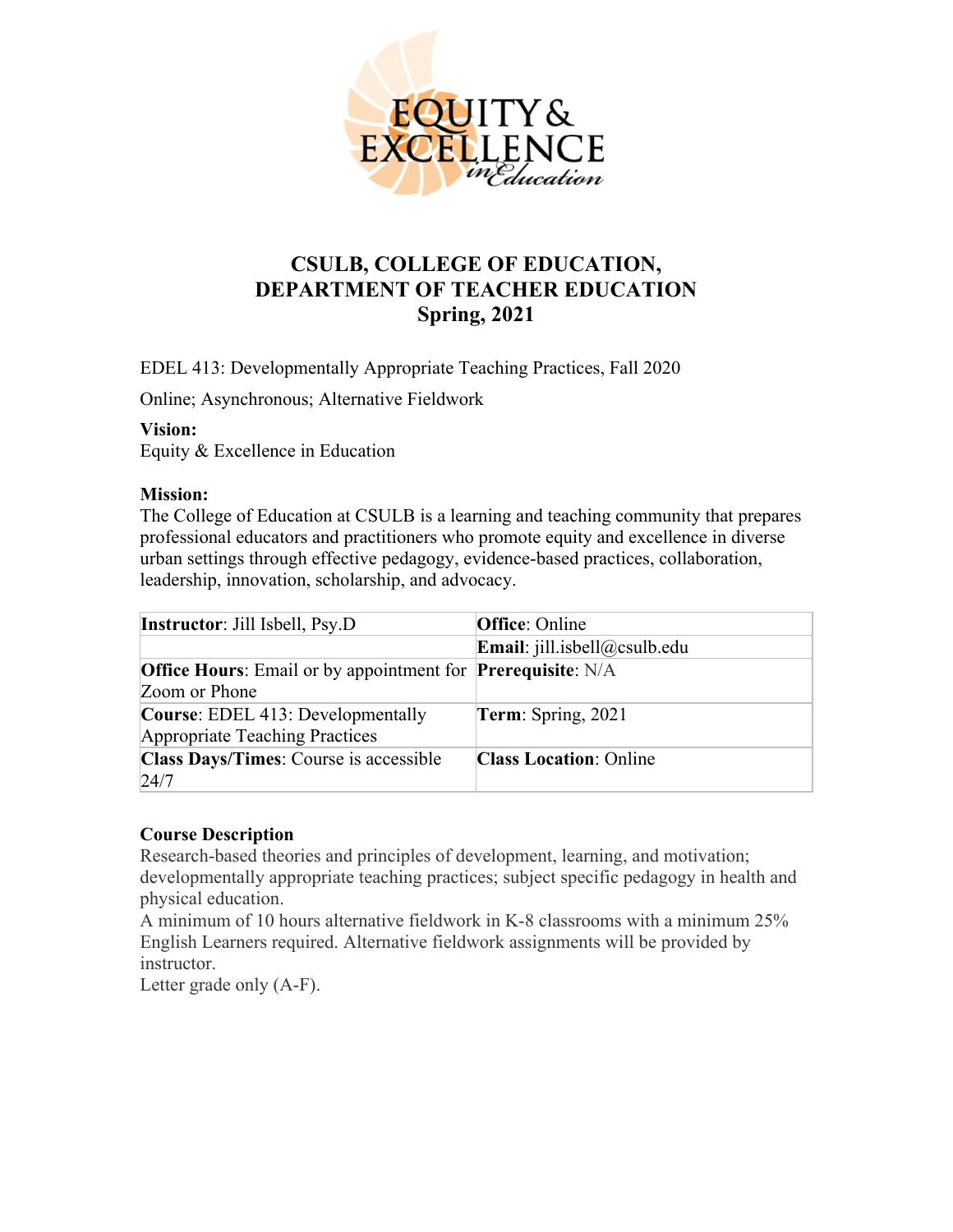# CSULB, COLLEGE OF EDUCATION, DEPARTMENT OF TEACHER EDUCATION
## Spring, 2021

EDEL 413: Developmentally Appropriate Teaching Practices, Fall 2020

Online; Asynchronous; Alternative Fieldwork

**Vision:**
Equity & Excellence in Education

**Mission:**
The College of Education at CSULB is a learning and teaching community that prepares professional educators and practitioners who promote equity and excellence in diverse urban settings through effective pedagogy, evidence-based practices, collaboration, leadership, innovation, scholarship, and advocacy.

| **Instructor**: Jill Isbell, Psy.D | **Office**: Online |
|---|---|
| | **Email**: jill.isbell@csulb.edu |
| **Office Hours**: Email or by appointment for Zoom or Phone | **Prerequisite**: N/A |
| **Course**: EDEL 413: Developmentally Appropriate Teaching Practices | **Term**: Spring, 2021 |
| **Class Days/Times**: Course is accessible 24/7 | **Class Location**: Online |

**Course Description**

Research-based theories and principles of development, learning, and motivation; developmentally appropriate teaching practices; subject specific pedagogy in health and physical education.

A minimum of 10 hours alternative fieldwork in K-8 classrooms with a minimum 25% English Learners required. Alternative fieldwork assignments will be provided by instructor.

Letter grade only (A-F).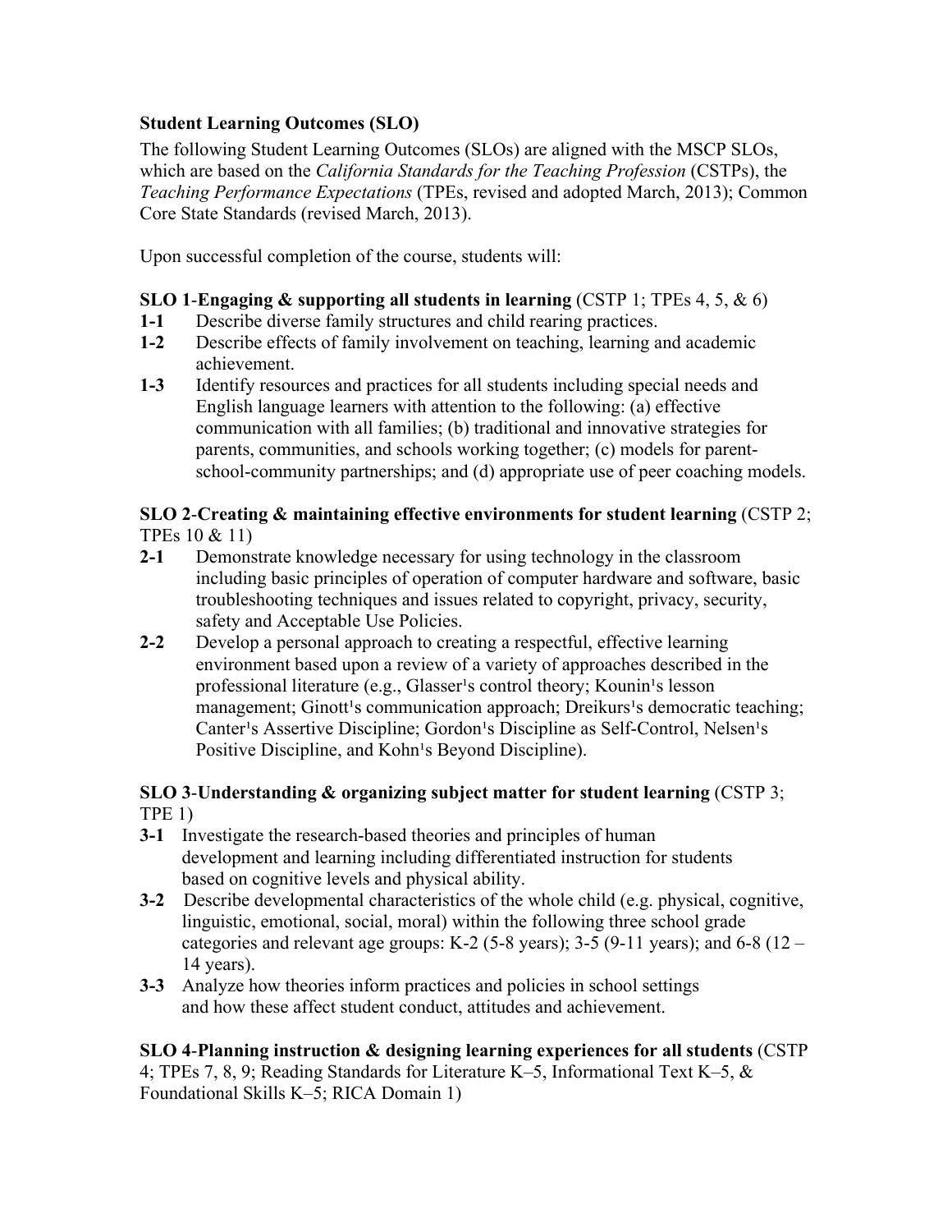**Student Learning Outcomes (SLO)**

The following Student Learning Outcomes (SLOs) are aligned with the MSCP SLOs, which are based on the *California Standards for the Teaching Profession* (CSTPs), the *Teaching Performance Expectations* (TPEs, revised and adopted March, 2013); Common Core State Standards (revised March, 2013).

Upon successful completion of the course, students will:

**SLO 1**-**Engaging & supporting all students in learning** (CSTP 1; TPEs 4, 5, & 6)

- **1-1** Describe diverse family structures and child rearing practices.
- **1-2** Describe effects of family involvement on teaching, learning and academic achievement.
- **1-3** Identify resources and practices for all students including special needs and English language learners with attention to the following: (a) effective communication with all families; (b) traditional and innovative strategies for parents, communities, and schools working together; (c) models for parent-school-community partnerships; and (d) appropriate use of peer coaching models.

**SLO 2**-**Creating & maintaining effective environments for student learning** (CSTP 2; TPEs 10 & 11)

- **2-1** Demonstrate knowledge necessary for using technology in the classroom including basic principles of operation of computer hardware and software, basic troubleshooting techniques and issues related to copyright, privacy, security, safety and Acceptable Use Policies.
- **2-2** Develop a personal approach to creating a respectful, effective learning environment based upon a review of a variety of approaches described in the professional literature (e.g., Glasser¹s control theory; Kounin¹s lesson management; Ginott¹s communication approach; Dreikurs¹s democratic teaching; Canter¹s Assertive Discipline; Gordon¹s Discipline as Self-Control, Nelsen¹s Positive Discipline, and Kohn¹s Beyond Discipline).

**SLO 3**-**Understanding & organizing subject matter for student learning** (CSTP 3; TPE 1)

- **3-1** Investigate the research-based theories and principles of human development and learning including differentiated instruction for students based on cognitive levels and physical ability.
- **3-2** Describe developmental characteristics of the whole child (e.g. physical, cognitive, linguistic, emotional, social, moral) within the following three school grade categories and relevant age groups: K-2 (5-8 years); 3-5 (9-11 years); and 6-8 (12 – 14 years).
- **3-3** Analyze how theories inform practices and policies in school settings and how these affect student conduct, attitudes and achievement.

**SLO 4**-**Planning instruction & designing learning experiences for all students** (CSTP 4; TPEs 7, 8, 9; Reading Standards for Literature K–5, Informational Text K–5, & Foundational Skills K–5; RICA Domain 1)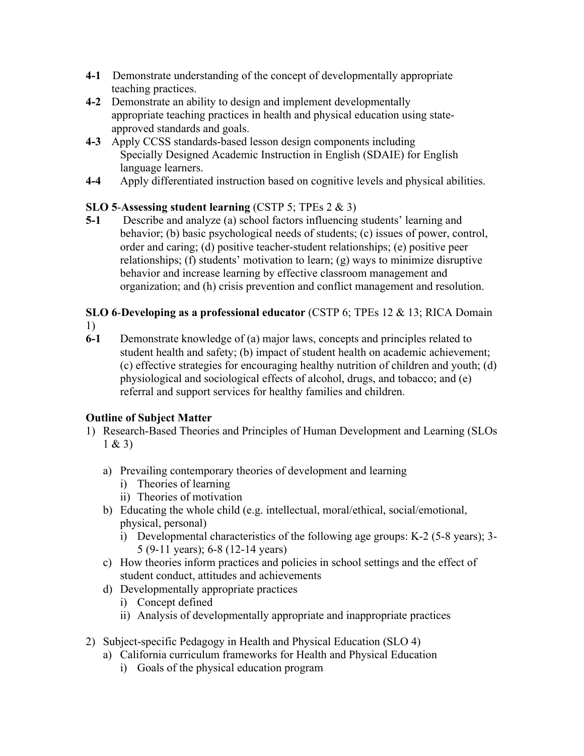- **4-1** Demonstrate understanding of the concept of developmentally appropriate teaching practices.
- **4-2** Demonstrate an ability to design and implement developmentally appropriate teaching practices in health and physical education using state-approved standards and goals.
- **4-3** Apply CCSS standards-based lesson design components including Specially Designed Academic Instruction in English (SDAIE) for English language learners.
- **4-4** Apply differentiated instruction based on cognitive levels and physical abilities.

**SLO 5**-**Assessing student learning** (CSTP 5; TPEs 2 & 3)

- **5-1** Describe and analyze (a) school factors influencing students' learning and behavior; (b) basic psychological needs of students; (c) issues of power, control, order and caring; (d) positive teacher-student relationships; (e) positive peer relationships; (f) students' motivation to learn; (g) ways to minimize disruptive behavior and increase learning by effective classroom management and organization; and (h) crisis prevention and conflict management and resolution.

**SLO 6**-**Developing as a professional educator** (CSTP 6; TPEs 12 & 13; RICA Domain 1)

- **6-1** Demonstrate knowledge of (a) major laws, concepts and principles related to student health and safety; (b) impact of student health on academic achievement; (c) effective strategies for encouraging healthy nutrition of children and youth; (d) physiological and sociological effects of alcohol, drugs, and tobacco; and (e) referral and support services for healthy families and children.

**Outline of Subject Matter**

1) Research-Based Theories and Principles of Human Development and Learning (SLOs 1 & 3)

   a) Prevailing contemporary theories of development and learning
      i) Theories of learning
      ii) Theories of motivation
   b) Educating the whole child (e.g. intellectual, moral/ethical, social/emotional, physical, personal)
      i) Developmental characteristics of the following age groups: K-2 (5-8 years); 3-5 (9-11 years); 6-8 (12-14 years)
   c) How theories inform practices and policies in school settings and the effect of student conduct, attitudes and achievements
   d) Developmentally appropriate practices
      i) Concept defined
      ii) Analysis of developmentally appropriate and inappropriate practices

2) Subject-specific Pedagogy in Health and Physical Education (SLO 4)
   a) California curriculum frameworks for Health and Physical Education
      i) Goals of the physical education program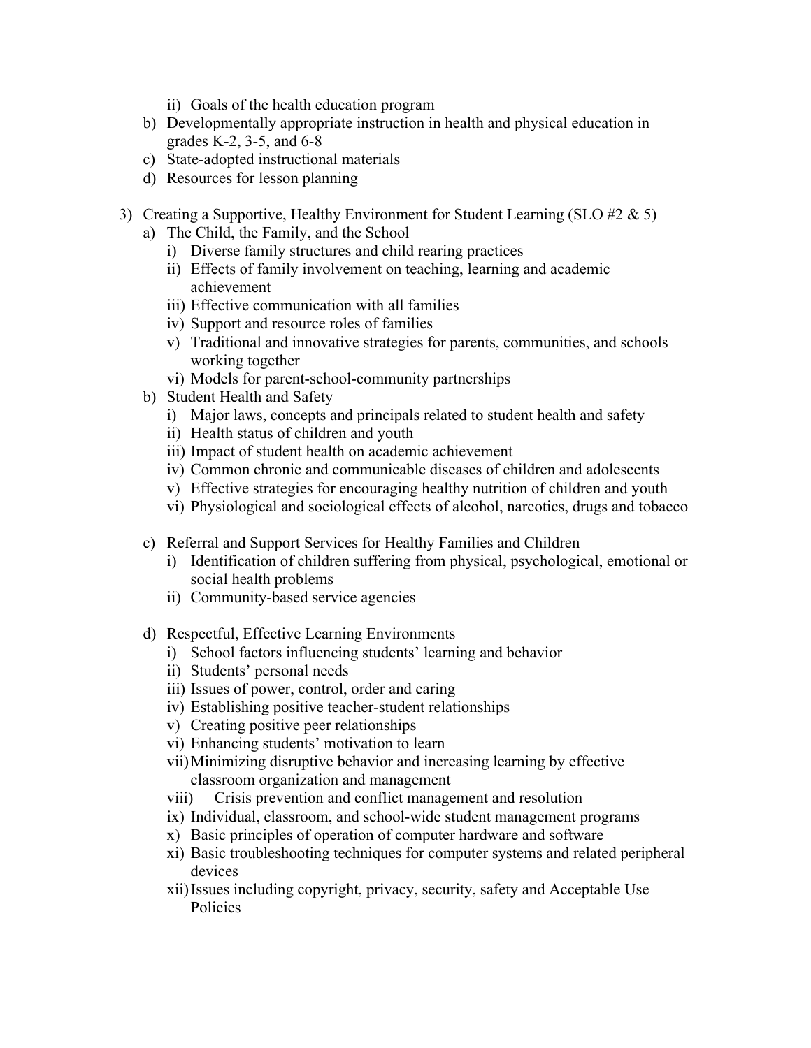- ii) Goals of the health education program
   - b) Developmentally appropriate instruction in health and physical education in grades K-2, 3-5, and 6-8
   - c) State-adopted instructional materials
   - d) Resources for lesson planning

3) Creating a Supportive, Healthy Environment for Student Learning (SLO #2 & 5)
   - a) The Child, the Family, and the School
     - i) Diverse family structures and child rearing practices
     - ii) Effects of family involvement on teaching, learning and academic achievement
     - iii) Effective communication with all families
     - iv) Support and resource roles of families
     - v) Traditional and innovative strategies for parents, communities, and schools working together
     - vi) Models for parent-school-community partnerships
   - b) Student Health and Safety
     - i) Major laws, concepts and principals related to student health and safety
     - ii) Health status of children and youth
     - iii) Impact of student health on academic achievement
     - iv) Common chronic and communicable diseases of children and adolescents
     - v) Effective strategies for encouraging healthy nutrition of children and youth
     - vi) Physiological and sociological effects of alcohol, narcotics, drugs and tobacco
   - c) Referral and Support Services for Healthy Families and Children
     - i) Identification of children suffering from physical, psychological, emotional or social health problems
     - ii) Community-based service agencies
   - d) Respectful, Effective Learning Environments
     - i) School factors influencing students' learning and behavior
     - ii) Students' personal needs
     - iii) Issues of power, control, order and caring
     - iv) Establishing positive teacher-student relationships
     - v) Creating positive peer relationships
     - vi) Enhancing students' motivation to learn
     - vii) Minimizing disruptive behavior and increasing learning by effective classroom organization and management
     - viii) Crisis prevention and conflict management and resolution
     - ix) Individual, classroom, and school-wide student management programs
     - x) Basic principles of operation of computer hardware and software
     - xi) Basic troubleshooting techniques for computer systems and related peripheral devices
     - xii) Issues including copyright, privacy, security, safety and Acceptable Use Policies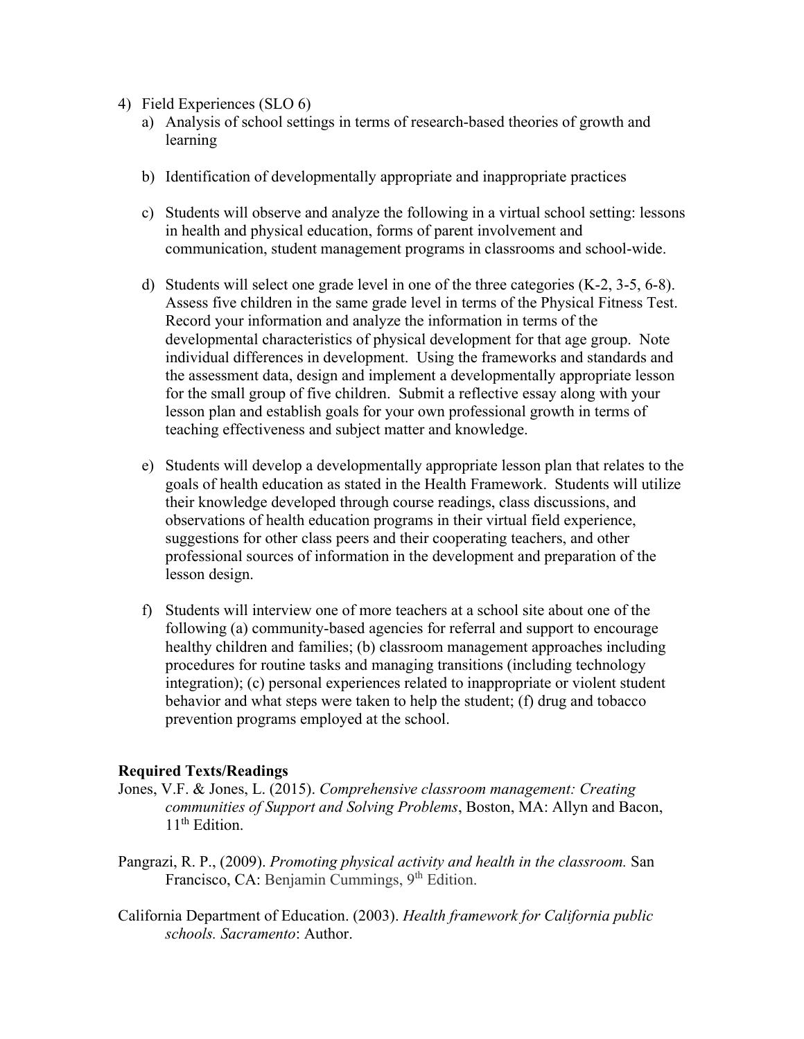4) Field Experiences (SLO 6)
   a) Analysis of school settings in terms of research-based theories of growth and learning

   b) Identification of developmentally appropriate and inappropriate practices

   c) Students will observe and analyze the following in a virtual school setting: lessons in health and physical education, forms of parent involvement and communication, student management programs in classrooms and school-wide.

   d) Students will select one grade level in one of the three categories (K-2, 3-5, 6-8). Assess five children in the same grade level in terms of the Physical Fitness Test. Record your information and analyze the information in terms of the developmental characteristics of physical development for that age group. Note individual differences in development. Using the frameworks and standards and the assessment data, design and implement a developmentally appropriate lesson for the small group of five children. Submit a reflective essay along with your lesson plan and establish goals for your own professional growth in terms of teaching effectiveness and subject matter and knowledge.

   e) Students will develop a developmentally appropriate lesson plan that relates to the goals of health education as stated in the Health Framework. Students will utilize their knowledge developed through course readings, class discussions, and observations of health education programs in their virtual field experience, suggestions for other class peers and their cooperating teachers, and other professional sources of information in the development and preparation of the lesson design.

   f) Students will interview one of more teachers at a school site about one of the following (a) community-based agencies for referral and support to encourage healthy children and families; (b) classroom management approaches including procedures for routine tasks and managing transitions (including technology integration); (c) personal experiences related to inappropriate or violent student behavior and what steps were taken to help the student; (f) drug and tobacco prevention programs employed at the school.

**Required Texts/Readings**

Jones, V.F. & Jones, L. (2015). *Comprehensive classroom management: Creating communities of Support and Solving Problems*, Boston, MA: Allyn and Bacon, 11th Edition.

Pangrazi, R. P., (2009). *Promoting physical activity and health in the classroom.* San Francisco, CA: Benjamin Cummings, 9th Edition.

California Department of Education. (2003). *Health framework for California public schools. Sacramento*: Author.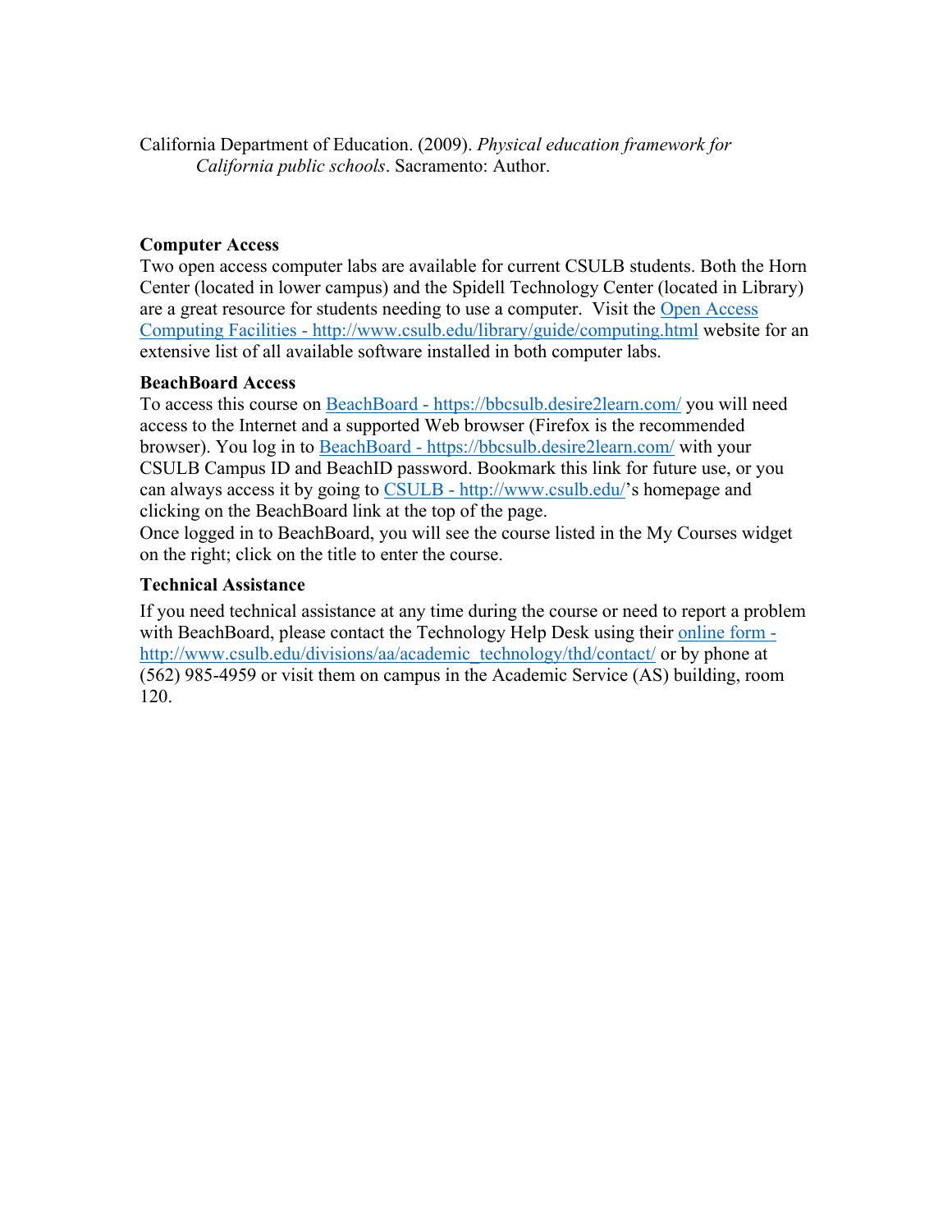California Department of Education. (2009). *Physical education framework for California public schools*. Sacramento: Author.

**Computer Access**

Two open access computer labs are available for current CSULB students. Both the Horn Center (located in lower campus) and the Spidell Technology Center (located in Library) are a great resource for students needing to use a computer. Visit the [Open Access Computing Facilities - http://www.csulb.edu/library/guide/computing.html](http://www.csulb.edu/library/guide/computing.html) website for an extensive list of all available software installed in both computer labs.

**BeachBoard Access**

To access this course on [BeachBoard - https://bbcsulb.desire2learn.com/](https://bbcsulb.desire2learn.com/) you will need access to the Internet and a supported Web browser (Firefox is the recommended browser). You log in to [BeachBoard - https://bbcsulb.desire2learn.com/](https://bbcsulb.desire2learn.com/) with your CSULB Campus ID and BeachID password. Bookmark this link for future use, or you can always access it by going to [CSULB - http://www.csulb.edu/](http://www.csulb.edu/)'s homepage and clicking on the BeachBoard link at the top of the page.

Once logged in to BeachBoard, you will see the course listed in the My Courses widget on the right; click on the title to enter the course.

**Technical Assistance**

If you need technical assistance at any time during the course or need to report a problem with BeachBoard, please contact the Technology Help Desk using their [online form - http://www.csulb.edu/divisions/aa/academic_technology/thd/contact/](http://www.csulb.edu/divisions/aa/academic_technology/thd/contact/) or by phone at (562) 985-4959 or visit them on campus in the Academic Service (AS) building, room 120.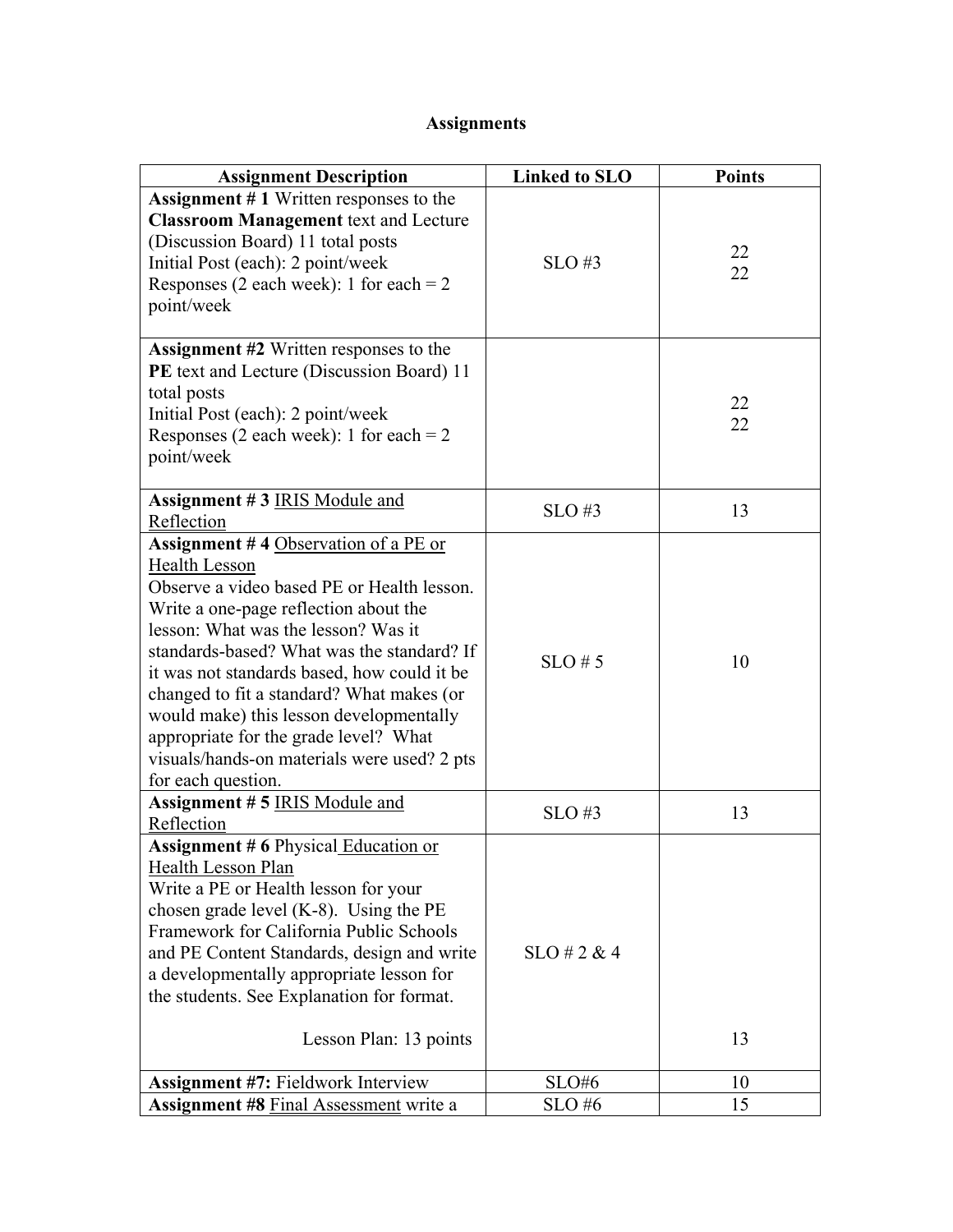# Assignments

| Assignment Description | Linked to SLO | Points |
|---|---|---|
| **Assignment # 1** Written responses to the **Classroom Management** text and Lecture (Discussion Board) 11 total posts<br>Initial Post (each): 2 point/week<br>Responses (2 each week): 1 for each = 2 point/week | SLO #3 | 22<br>22 |
| **Assignment #2** Written responses to the **PE** text and Lecture (Discussion Board) 11 total posts<br>Initial Post (each): 2 point/week<br>Responses (2 each week): 1 for each = 2 point/week | | 22<br>22 |
| **Assignment # 3** IRIS Module and Reflection | SLO #3 | 13 |
| **Assignment # 4** Observation of a PE or Health Lesson<br>Observe a video based PE or Health lesson. Write a one-page reflection about the lesson: What was the lesson? Was it standards-based? What was the standard? If it was not standards based, how could it be changed to fit a standard? What makes (or would make) this lesson developmentally appropriate for the grade level? What visuals/hands-on materials were used? 2 pts for each question. | SLO # 5 | 10 |
| **Assignment # 5** IRIS Module and Reflection | SLO #3 | 13 |
| **Assignment # 6** Physical Education or Health Lesson Plan<br>Write a PE or Health lesson for your chosen grade level (K-8). Using the PE Framework for California Public Schools and PE Content Standards, design and write a developmentally appropriate lesson for the students. See Explanation for format.<br>Lesson Plan: 13 points | SLO # 2 & 4 | 13 |
| **Assignment #7:** Fieldwork Interview | SLO#6 | 10 |
| **Assignment #8** Final Assessment write a | SLO #6 | 15 |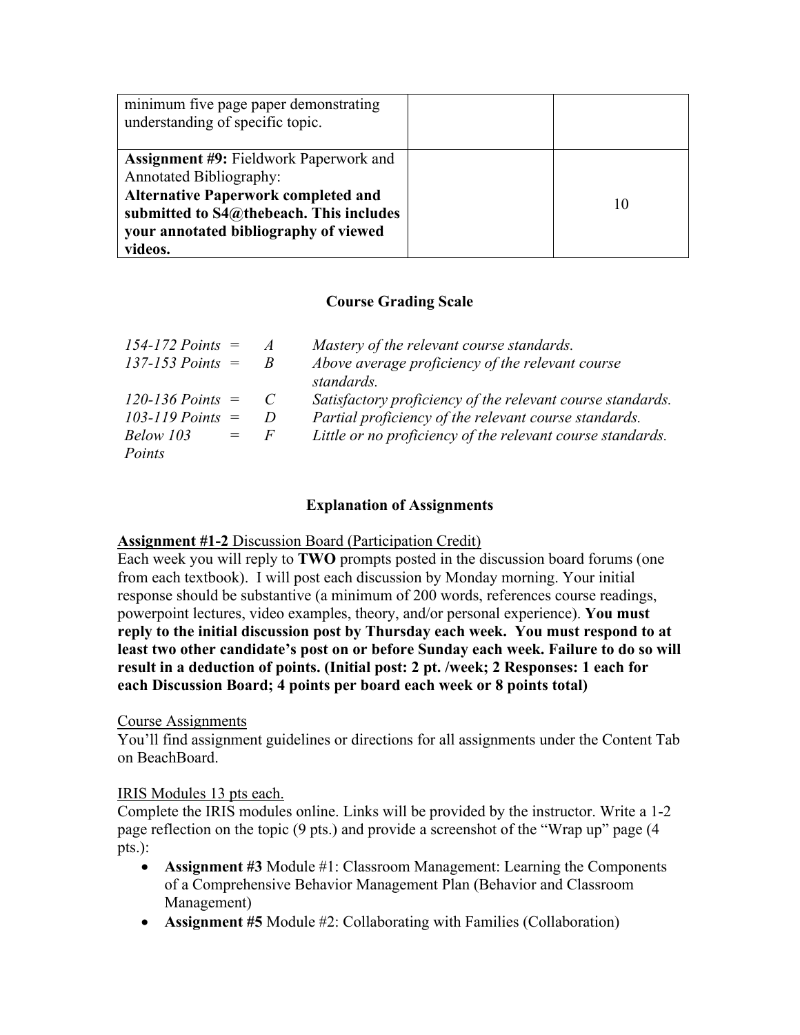| | | |
|---|---|---|
| minimum five page paper demonstrating understanding of specific topic. | | |
| **Assignment #9:** Fieldwork Paperwork and Annotated Bibliography: **Alternative Paperwork completed and submitted to S4@thebeach. This includes your annotated bibliography of viewed videos.** | | 10 |

## Course Grading Scale

| | | | |
|---|---|---|---|
| *154-172 Points* | = | *A* | *Mastery of the relevant course standards.* |
| *137-153 Points* | = | *B* | *Above average proficiency of the relevant course standards.* |
| *120-136 Points* | = | *C* | *Satisfactory proficiency of the relevant course standards.* |
| *103-119 Points* | = | *D* | *Partial proficiency of the relevant course standards.* |
| *Below 103 Points* | = | *F* | *Little or no proficiency of the relevant course standards.* |

## Explanation of Assignments

**Assignment #1-2** Discussion Board (Participation Credit)

Each week you will reply to **TWO** prompts posted in the discussion board forums (one from each textbook). I will post each discussion by Monday morning. Your initial response should be substantive (a minimum of 200 words, references course readings, powerpoint lectures, video examples, theory, and/or personal experience). **You must reply to the initial discussion post by Thursday each week. You must respond to at least two other candidate's post on or before Sunday each week. Failure to do so will result in a deduction of points. (Initial post: 2 pt. /week; 2 Responses: 1 each for each Discussion Board; 4 points per board each week or 8 points total)**

Course Assignments

You'll find assignment guidelines or directions for all assignments under the Content Tab on BeachBoard.

IRIS Modules 13 pts each.

Complete the IRIS modules online. Links will be provided by the instructor. Write a 1-2 page reflection on the topic (9 pts.) and provide a screenshot of the "Wrap up" page (4 pts.):

- **Assignment #3** Module #1: Classroom Management: Learning the Components of a Comprehensive Behavior Management Plan (Behavior and Classroom Management)
- **Assignment #5** Module #2: Collaborating with Families (Collaboration)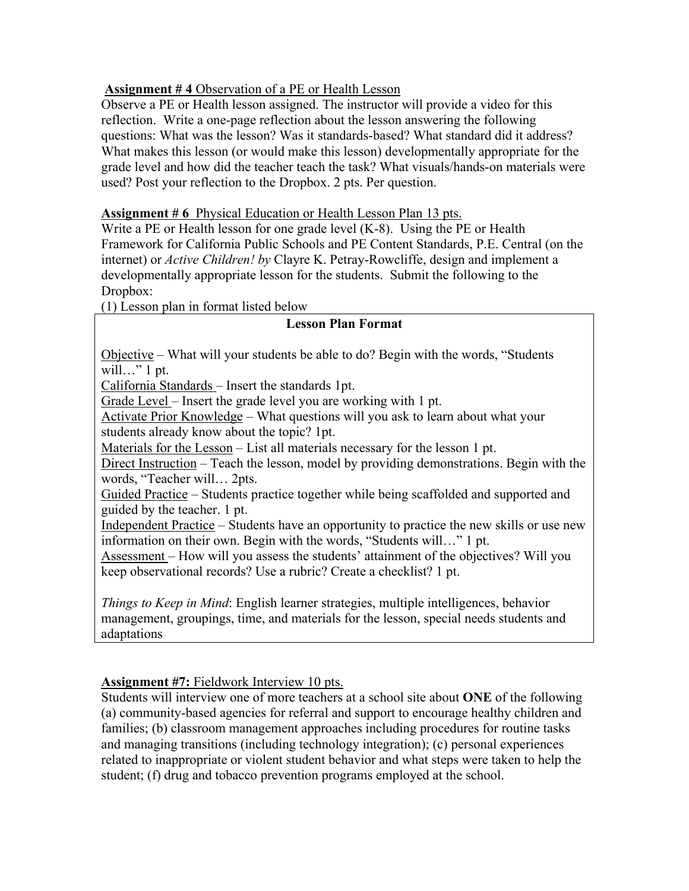**Assignment # 4** Observation of a PE or Health Lesson

Observe a PE or Health lesson assigned. The instructor will provide a video for this reflection. Write a one-page reflection about the lesson answering the following questions: What was the lesson? Was it standards-based? What standard did it address? What makes this lesson (or would make this lesson) developmentally appropriate for the grade level and how did the teacher teach the task? What visuals/hands-on materials were used? Post your reflection to the Dropbox. 2 pts. Per question.

**Assignment # 6** Physical Education or Health Lesson Plan 13 pts.

Write a PE or Health lesson for one grade level (K-8). Using the PE or Health Framework for California Public Schools and PE Content Standards, P.E. Central (on the internet) or *Active Children! by* Clayre K. Petray-Rowcliffe, design and implement a developmentally appropriate lesson for the students. Submit the following to the Dropbox:

(1) Lesson plan in format listed below

**Lesson Plan Format**

Objective – What will your students be able to do? Begin with the words, "Students will…" 1 pt.

California Standards – Insert the standards 1pt.

Grade Level – Insert the grade level you are working with 1 pt.

Activate Prior Knowledge – What questions will you ask to learn about what your students already know about the topic? 1pt.

Materials for the Lesson – List all materials necessary for the lesson 1 pt.

Direct Instruction – Teach the lesson, model by providing demonstrations. Begin with the words, "Teacher will… 2pts.

Guided Practice – Students practice together while being scaffolded and supported and guided by the teacher. 1 pt.

Independent Practice – Students have an opportunity to practice the new skills or use new information on their own. Begin with the words, "Students will…" 1 pt.

Assessment – How will you assess the students' attainment of the objectives? Will you keep observational records? Use a rubric? Create a checklist? 1 pt.

*Things to Keep in Mind*: English learner strategies, multiple intelligences, behavior management, groupings, time, and materials for the lesson, special needs students and adaptations

**Assignment #7:** Fieldwork Interview 10 pts.

Students will interview one of more teachers at a school site about **ONE** of the following (a) community-based agencies for referral and support to encourage healthy children and families; (b) classroom management approaches including procedures for routine tasks and managing transitions (including technology integration); (c) personal experiences related to inappropriate or violent student behavior and what steps were taken to help the student; (f) drug and tobacco prevention programs employed at the school.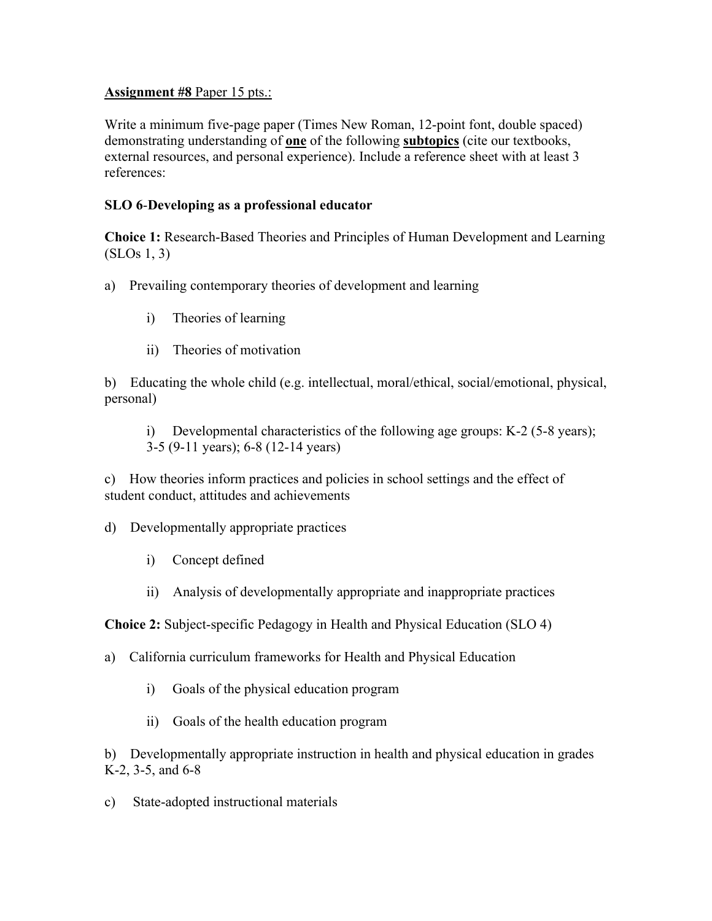**<u>Assignment #8</u>** <u>Paper 15 pts.:</u>

Write a minimum five-page paper (Times New Roman, 12-point font, double spaced) demonstrating understanding of **<u>one</u>** of the following **<u>subtopics</u>** (cite our textbooks, external resources, and personal experience). Include a reference sheet with at least 3 references:

**SLO 6-Developing as a professional educator**

**Choice 1:** Research-Based Theories and Principles of Human Development and Learning (SLOs 1, 3)

a) Prevailing contemporary theories of development and learning

- i) Theories of learning
- ii) Theories of motivation

b) Educating the whole child (e.g. intellectual, moral/ethical, social/emotional, physical, personal)

- i) Developmental characteristics of the following age groups: K-2 (5-8 years); 3-5 (9-11 years); 6-8 (12-14 years)

c) How theories inform practices and policies in school settings and the effect of student conduct, attitudes and achievements

d) Developmentally appropriate practices

- i) Concept defined
- ii) Analysis of developmentally appropriate and inappropriate practices

**Choice 2:** Subject-specific Pedagogy in Health and Physical Education (SLO 4)

a) California curriculum frameworks for Health and Physical Education

- i) Goals of the physical education program
- ii) Goals of the health education program

b) Developmentally appropriate instruction in health and physical education in grades K-2, 3-5, and 6-8

c) State-adopted instructional materials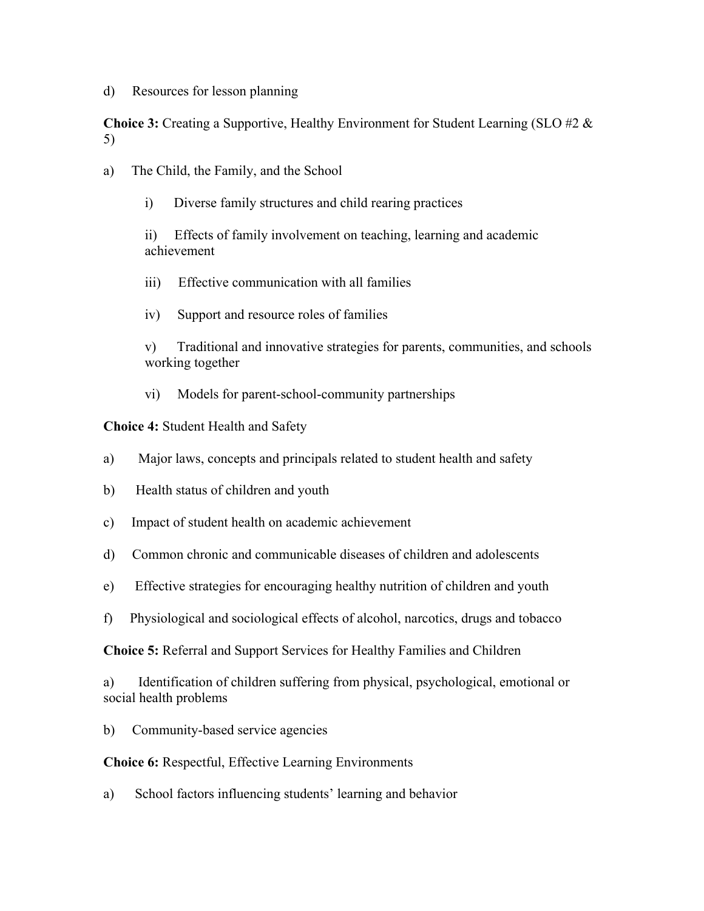d) Resources for lesson planning

**Choice 3:** Creating a Supportive, Healthy Environment for Student Learning (SLO #2 & 5)

a) The Child, the Family, and the School

  i) Diverse family structures and child rearing practices

  ii) Effects of family involvement on teaching, learning and academic achievement

  iii) Effective communication with all families

  iv) Support and resource roles of families

  v) Traditional and innovative strategies for parents, communities, and schools working together

  vi) Models for parent-school-community partnerships

**Choice 4:** Student Health and Safety

a) Major laws, concepts and principals related to student health and safety

b) Health status of children and youth

c) Impact of student health on academic achievement

d) Common chronic and communicable diseases of children and adolescents

e) Effective strategies for encouraging healthy nutrition of children and youth

f) Physiological and sociological effects of alcohol, narcotics, drugs and tobacco

**Choice 5:** Referral and Support Services for Healthy Families and Children

a) Identification of children suffering from physical, psychological, emotional or social health problems

b) Community-based service agencies

**Choice 6:** Respectful, Effective Learning Environments

a) School factors influencing students' learning and behavior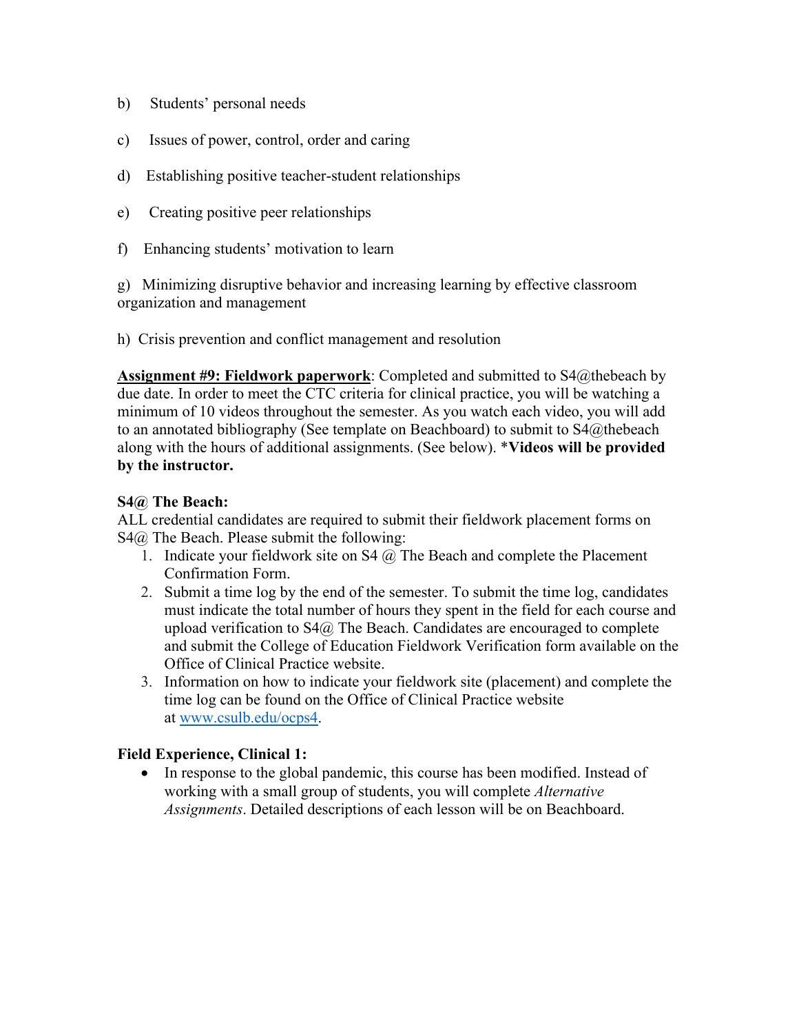b) Students' personal needs

c) Issues of power, control, order and caring

d) Establishing positive teacher-student relationships

e) Creating positive peer relationships

f) Enhancing students' motivation to learn

g) Minimizing disruptive behavior and increasing learning by effective classroom organization and management

h) Crisis prevention and conflict management and resolution

**<u>Assignment #9: Fieldwork paperwork</u>**: Completed and submitted to S4@thebeach by due date. In order to meet the CTC criteria for clinical practice, you will be watching a minimum of 10 videos throughout the semester. As you watch each video, you will add to an annotated bibliography (See template on Beachboard) to submit to S4@thebeach along with the hours of additional assignments. (See below). ***Videos will be provided by the instructor.**

**S4@ The Beach:**
ALL credential candidates are required to submit their fieldwork placement forms on S4@ The Beach. Please submit the following:

1. Indicate your fieldwork site on S4 @ The Beach and complete the Placement Confirmation Form.
2. Submit a time log by the end of the semester. To submit the time log, candidates must indicate the total number of hours they spent in the field for each course and upload verification to S4@ The Beach. Candidates are encouraged to complete and submit the College of Education Fieldwork Verification form available on the Office of Clinical Practice website.
3. Information on how to indicate your fieldwork site (placement) and complete the time log can be found on the Office of Clinical Practice website at [www.csulb.edu/ocps4](www.csulb.edu/ocps4).

**Field Experience, Clinical 1:**

- In response to the global pandemic, this course has been modified. Instead of working with a small group of students, you will complete *Alternative Assignments*. Detailed descriptions of each lesson will be on Beachboard.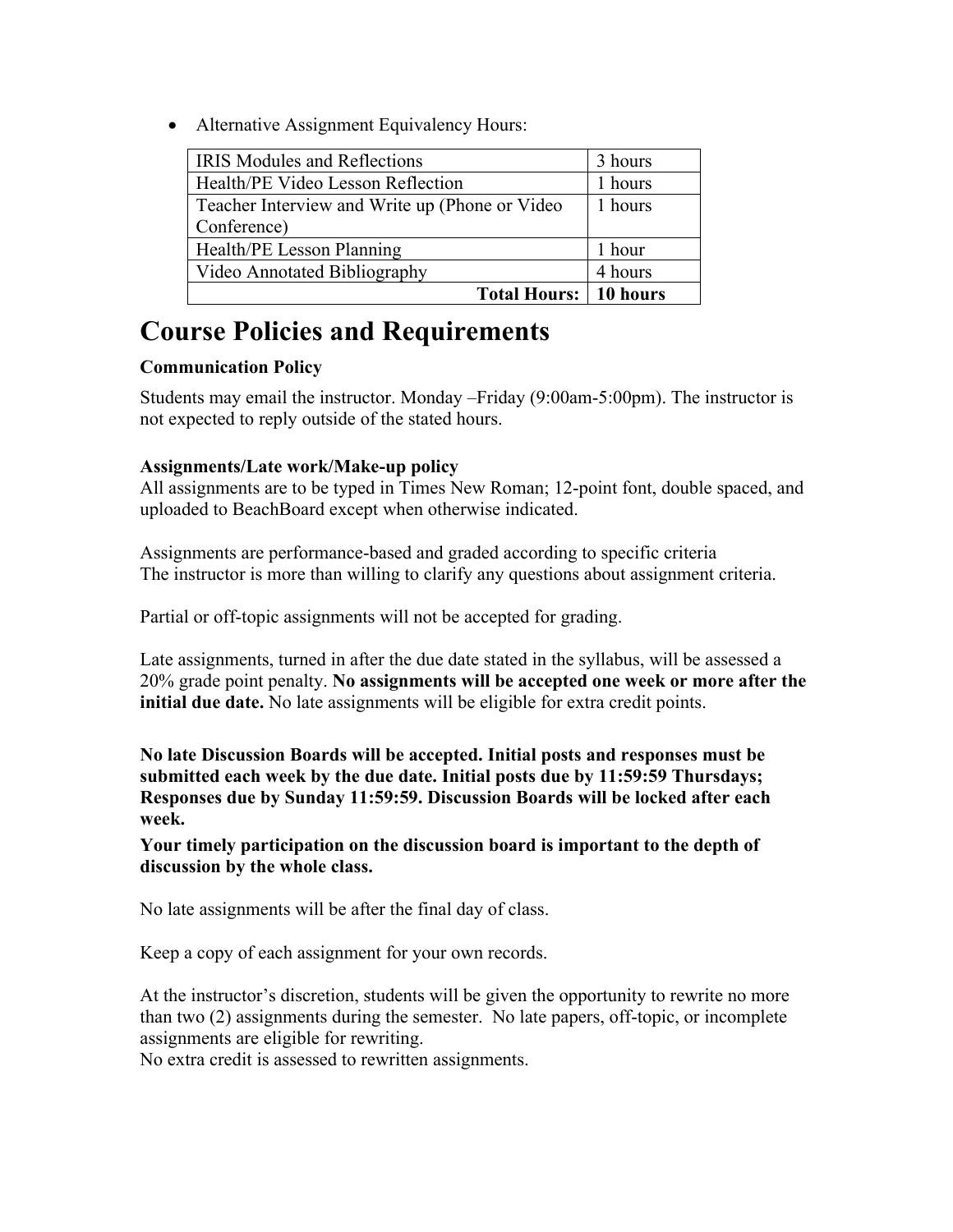- Alternative Assignment Equivalency Hours:

| | |
|---|---|
| IRIS Modules and Reflections | 3 hours |
| Health/PE Video Lesson Reflection | 1 hours |
| Teacher Interview and Write up (Phone or Video Conference) | 1 hours |
| Health/PE Lesson Planning | 1 hour |
| Video Annotated Bibliography | 4 hours |
| **Total Hours:** | **10 hours** |

# Course Policies and Requirements

**Communication Policy**

Students may email the instructor. Monday –Friday (9:00am-5:00pm). The instructor is not expected to reply outside of the stated hours.

**Assignments/Late work/Make-up policy**

All assignments are to be typed in Times New Roman; 12-point font, double spaced, and uploaded to BeachBoard except when otherwise indicated.

Assignments are performance-based and graded according to specific criteria
The instructor is more than willing to clarify any questions about assignment criteria.

Partial or off-topic assignments will not be accepted for grading.

Late assignments, turned in after the due date stated in the syllabus, will be assessed a 20% grade point penalty. **No assignments will be accepted one week or more after the initial due date.** No late assignments will be eligible for extra credit points.

**No late Discussion Boards will be accepted. Initial posts and responses must be submitted each week by the due date. Initial posts due by 11:59:59 Thursdays; Responses due by Sunday 11:59:59. Discussion Boards will be locked after each week.**

**Your timely participation on the discussion board is important to the depth of discussion by the whole class.**

No late assignments will be after the final day of class.

Keep a copy of each assignment for your own records.

At the instructor's discretion, students will be given the opportunity to rewrite no more than two (2) assignments during the semester. No late papers, off-topic, or incomplete assignments are eligible for rewriting.
No extra credit is assessed to rewritten assignments.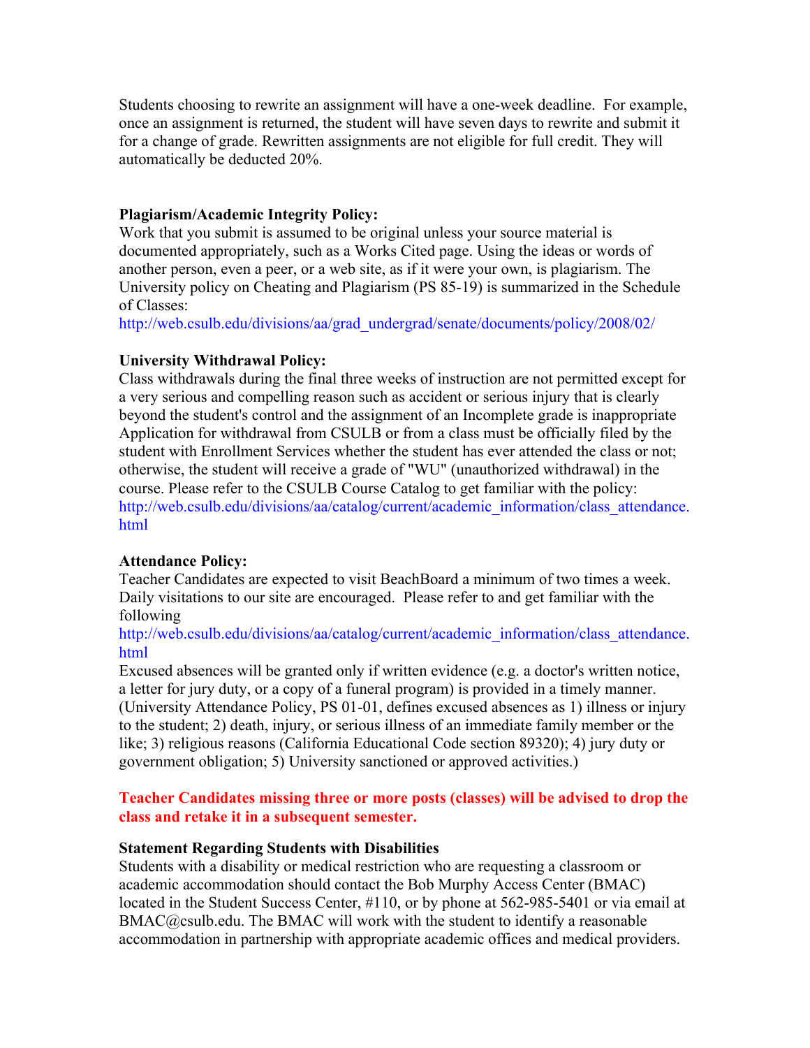Students choosing to rewrite an assignment will have a one-week deadline. For example, once an assignment is returned, the student will have seven days to rewrite and submit it for a change of grade. Rewritten assignments are not eligible for full credit. They will automatically be deducted 20%.

**Plagiarism/Academic Integrity Policy:**
Work that you submit is assumed to be original unless your source material is documented appropriately, such as a Works Cited page. Using the ideas or words of another person, even a peer, or a web site, as if it were your own, is plagiarism. The University policy on Cheating and Plagiarism (PS 85-19) is summarized in the Schedule of Classes:
http://web.csulb.edu/divisions/aa/grad_undergrad/senate/documents/policy/2008/02/

**University Withdrawal Policy:**
Class withdrawals during the final three weeks of instruction are not permitted except for a very serious and compelling reason such as accident or serious injury that is clearly beyond the student's control and the assignment of an Incomplete grade is inappropriate Application for withdrawal from CSULB or from a class must be officially filed by the student with Enrollment Services whether the student has ever attended the class or not; otherwise, the student will receive a grade of "WU" (unauthorized withdrawal) in the course. Please refer to the CSULB Course Catalog to get familiar with the policy:
http://web.csulb.edu/divisions/aa/catalog/current/academic_information/class_attendance.html

**Attendance Policy:**
Teacher Candidates are expected to visit BeachBoard a minimum of two times a week. Daily visitations to our site are encouraged. Please refer to and get familiar with the following
http://web.csulb.edu/divisions/aa/catalog/current/academic_information/class_attendance.html
Excused absences will be granted only if written evidence (e.g. a doctor's written notice, a letter for jury duty, or a copy of a funeral program) is provided in a timely manner. (University Attendance Policy, PS 01-01, defines excused absences as 1) illness or injury to the student; 2) death, injury, or serious illness of an immediate family member or the like; 3) religious reasons (California Educational Code section 89320); 4) jury duty or government obligation; 5) University sanctioned or approved activities.)

**Teacher Candidates missing three or more posts (classes) will be advised to drop the class and retake it in a subsequent semester.**

**Statement Regarding Students with Disabilities**
Students with a disability or medical restriction who are requesting a classroom or academic accommodation should contact the Bob Murphy Access Center (BMAC) located in the Student Success Center, #110, or by phone at 562-985-5401 or via email at BMAC@csulb.edu. The BMAC will work with the student to identify a reasonable accommodation in partnership with appropriate academic offices and medical providers.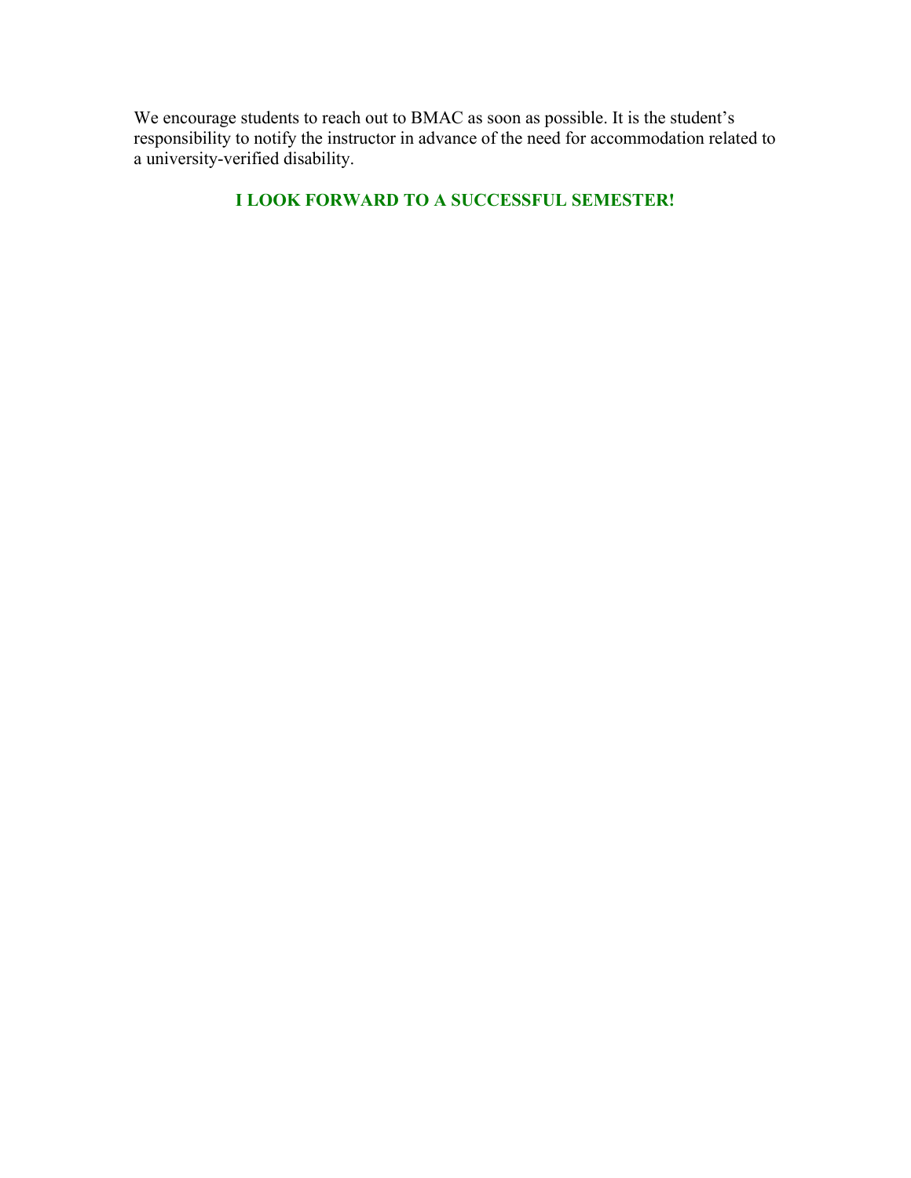We encourage students to reach out to BMAC as soon as possible. It is the student's responsibility to notify the instructor in advance of the need for accommodation related to a university-verified disability.

**I LOOK FORWARD TO A SUCCESSFUL SEMESTER!**